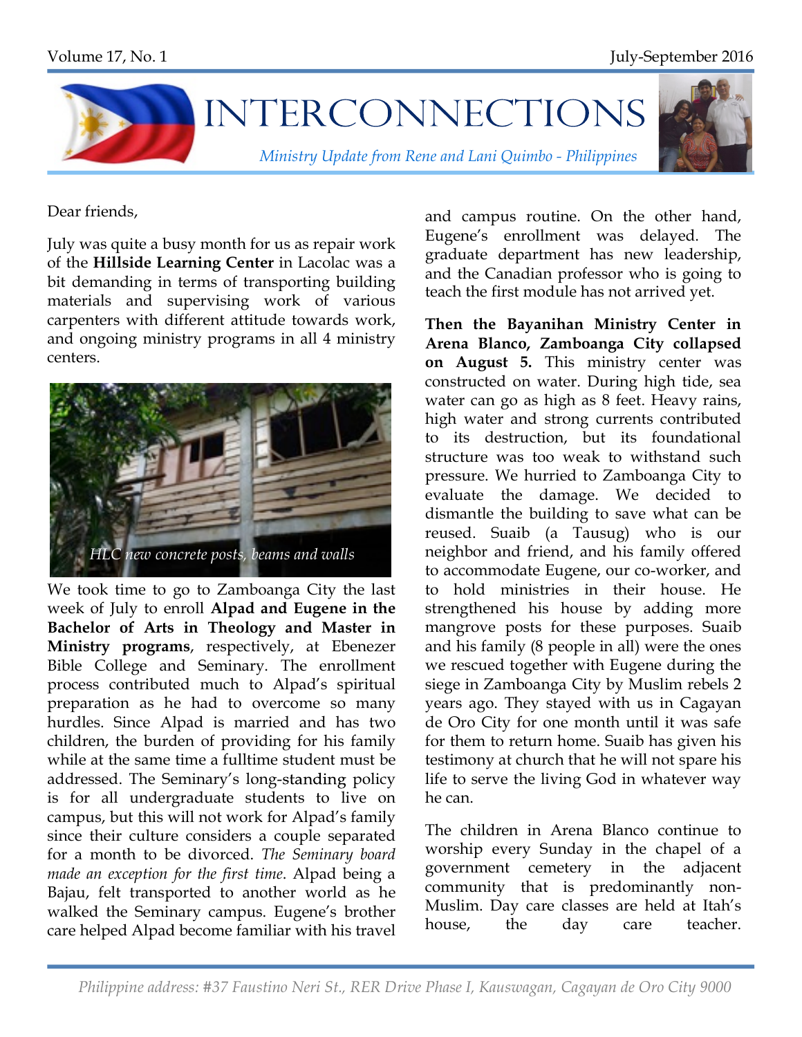# INTERCONNECTIONS

*Ministry Update from Rene and Lani Quimbo - Philippines*

Volume 17, No. 1 — July-September 2016

Dear friends,

July was quite a busy month for us as repair work of the **Hillside Learning Center** in Lacolac was a bit demanding in terms of transporting building materials and supervising work of various carpenters with different attitude towards work, and ongoing ministry programs in all 4 ministry centers.

*HLC new concrete posts, beams and walls*

We took time to go to Zamboanga City the last week of July to enroll **Alpad and Eugene in the Bachelor of Arts in Theology and Master in Ministry programs**, respectively, at Ebenezer Bible College and Seminary. The enrollment process contributed much to Alpad's spiritual preparation as he had to overcome so many hurdles. Since Alpad is married and has two children, the burden of providing for his family while at the same time a fulltime student must be addressed. The Seminary's long-standing policy is for all undergraduate students to live on campus, but this will not work for Alpad's family since their culture considers a couple separated for a month to be divorced. *The Seminary board made an exception for the first time*. Alpad being a Bajau, felt transported to another world as he walked the Seminary campus. Eugene's brother care helped Alpad become familiar with his travel and campus routine. On the other hand, Eugene's enrollment was delayed. The graduate department has new leadership, and the Canadian professor who is going to teach the first module has not arrived yet.

**Then the Bayanihan Ministry Center in Arena Blanco, Zamboanga City collapsed on August 5.** This ministry center was constructed on water. During high tide, sea water can go as high as 8 feet. Heavy rains, high water and strong currents contributed to its destruction, but its foundational structure was too weak to withstand such pressure. We hurried to Zamboanga City to evaluate the damage. We decided to dismantle the building to save what can be reused. Suaib (a Tausug) who is our neighbor and friend, and his family offered to accommodate Eugene, our co-worker, and to hold ministries in their house. He strengthened his house by adding more mangrove posts for these purposes. Suaib and his family (8 people in all) were the ones we rescued together with Eugene during the siege in Zamboanga City by Muslim rebels 2 years ago. They stayed with us in Cagayan de Oro City for one month until it was safe for them to return home. Suaib has given his testimony at church that he will not spare his life to serve the living God in whatever way he can.

The children in Arena Blanco continue to worship every Sunday in the chapel of a government cemetery in the adjacent community that is predominantly non-Muslim. Day care classes are held at Itah's house, the day care teacher.

*Philippine address: #37 Faustino Neri St., RER Drive Phase I, Kauswagan, Cagayan de Oro City 9000*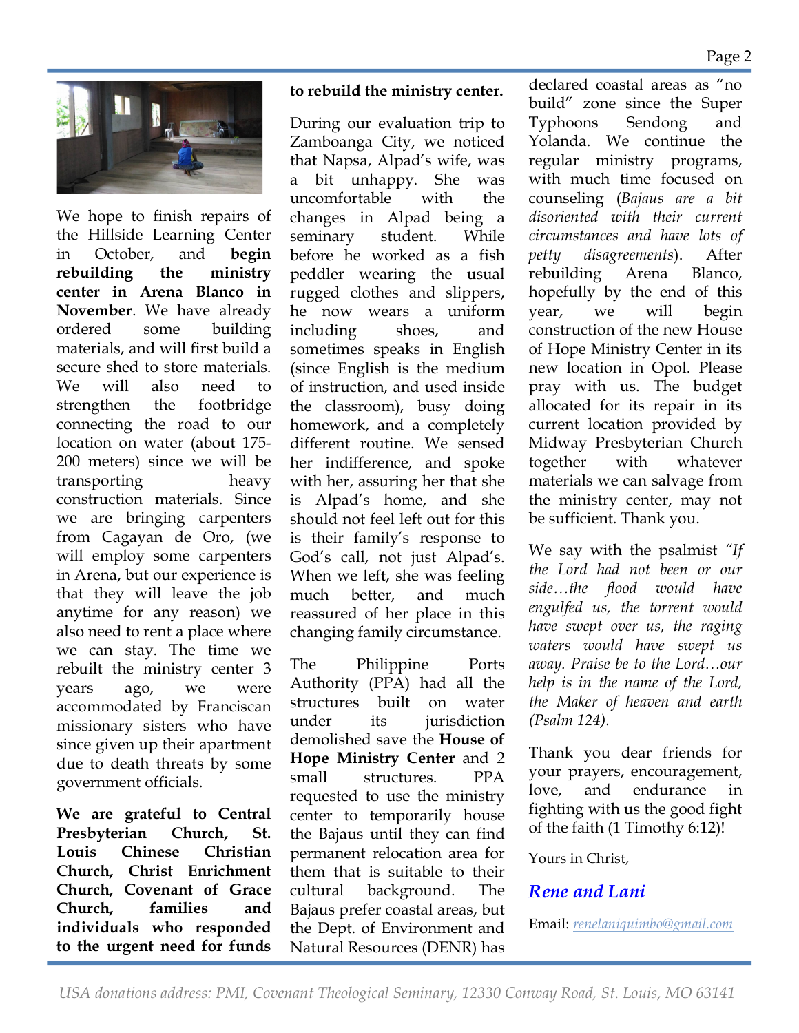We hope to finish repairs of the Hillside Learning Center in October, and **begin rebuilding the ministry center in Arena Blanco in November**. We have already ordered some building materials, and will first build a secure shed to store materials. We will also need to strengthen the footbridge connecting the road to our location on water (about 175-200 meters) since we will be transporting heavy construction materials. Since we are bringing carpenters from Cagayan de Oro, (we will employ some carpenters in Arena, but our experience is that they will leave the job anytime for any reason) we also need to rent a place where we can stay. The time we rebuilt the ministry center 3 years ago, we were accommodated by Franciscan missionary sisters who have since given up their apartment due to death threats by some government officials.

**We are grateful to Central Presbyterian Church, St. Louis Chinese Christian Church, Christ Enrichment Church, Covenant of Grace Church, families and individuals who responded to the urgent need for funds to rebuild the ministry center.**

During our evaluation trip to Zamboanga City, we noticed that Napsa, Alpad's wife, was a bit unhappy. She was uncomfortable with the changes in Alpad being a seminary student. While before he worked as a fish peddler wearing the usual rugged clothes and slippers, he now wears a uniform including shoes, and sometimes speaks in English (since English is the medium of instruction, and used inside the classroom), busy doing homework, and a completely different routine. We sensed her indifference, and spoke with her, assuring her that she is Alpad's home, and she should not feel left out for this is their family's response to God's call, not just Alpad's. When we left, she was feeling much better, and much reassured of her place in this changing family circumstance.

The Philippine Ports Authority (PPA) had all the structures built on water under its jurisdiction demolished save the **House of Hope Ministry Center** and 2 small structures. PPA requested to use the ministry center to temporarily house the Bajaus until they can find permanent relocation area for them that is suitable to their cultural background. The Bajaus prefer coastal areas, but the Dept. of Environment and Natural Resources (DENR) has declared coastal areas as "no build" zone since the Super Typhoons Sendong and Yolanda. We continue the regular ministry programs, with much time focused on counseling (*Bajaus are a bit disoriented with their current circumstances and have lots of petty disagreements*). After rebuilding Arena Blanco, hopefully by the end of this year, we will begin construction of the new House of Hope Ministry Center in its new location in Opol. Please pray with us. The budget allocated for its repair in its current location provided by Midway Presbyterian Church together with whatever materials we can salvage from the ministry center, may not be sufficient. Thank you.

We say with the psalmist *"If the Lord had not been or our side…the flood would have engulfed us, the torrent would have swept over us, the raging waters would have swept us away. Praise be to the Lord…our help is in the name of the Lord, the Maker of heaven and earth (Psalm 124).*

Thank you dear friends for your prayers, encouragement, love, and endurance in fighting with us the good fight of the faith (1 Timothy 6:12)!

Yours in Christ,

***Rene and Lani***

Email: renelaniquimbo@gmail.com

*USA donations address: PMI, Covenant Theological Seminary, 12330 Conway Road, St. Louis, MO 63141*